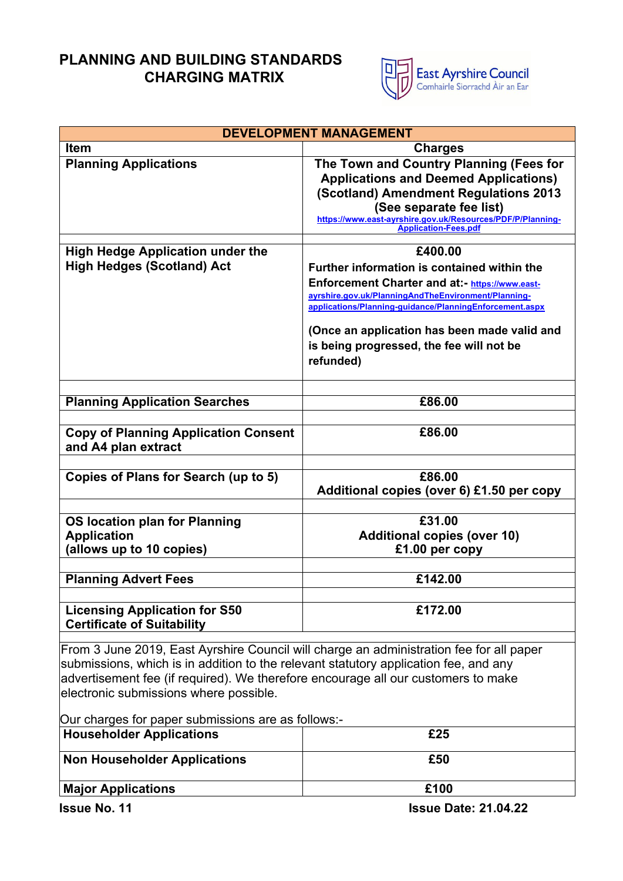# PLANNING AND BUILDING STANDARDS CHARGING MATRIX

East Ayrshire Council
Comhairle Siorrachd Àir an Ear

| DEVELOPMENT MANAGEMENT | |
|---|---|
| **Item** | **Charges** |
| **Planning Applications** | **The Town and Country Planning (Fees for Applications and Deemed Applications) (Scotland) Amendment Regulations 2013 (See separate fee list)** https://www.east-ayrshire.gov.uk/Resources/PDF/P/Planning-Application-Fees.pdf |
| | |
| **High Hedge Application under the High Hedges (Scotland) Act** | **£400.00** <br> **Further information is contained within the Enforcement Charter and at:-** https://www.east-ayrshire.gov.uk/PlanningAndTheEnvironment/Planning-applications/Planning-guidance/PlanningEnforcement.aspx <br><br> **(Once an application has been made valid and is being progressed, the fee will not be refunded)** |
| | |
| **Planning Application Searches** | **£86.00** |
| | |
| **Copy of Planning Application Consent and A4 plan extract** | **£86.00** |
| | |
| **Copies of Plans for Search (up to 5)** | **£86.00** <br> **Additional copies (over 6) £1.50 per copy** |
| | |
| **OS location plan for Planning Application (allows up to 10 copies)** | **£31.00** <br> **Additional copies (over 10) £1.00 per copy** |
| | |
| **Planning Advert Fees** | **£142.00** |
| | |
| **Licensing Application for S50 Certificate of Suitability** | **£172.00** |

From 3 June 2019, East Ayrshire Council will charge an administration fee for all paper submissions, which is in addition to the relevant statutory application fee, and any advertisement fee (if required). We therefore encourage all our customers to make electronic submissions where possible.

Our charges for paper submissions are as follows:-

| | |
|---|---|
| **Householder Applications** | **£25** |
| **Non Householder Applications** | **£50** |
| **Major Applications** | **£100** |

**Issue No. 11** **Issue Date: 21.04.22**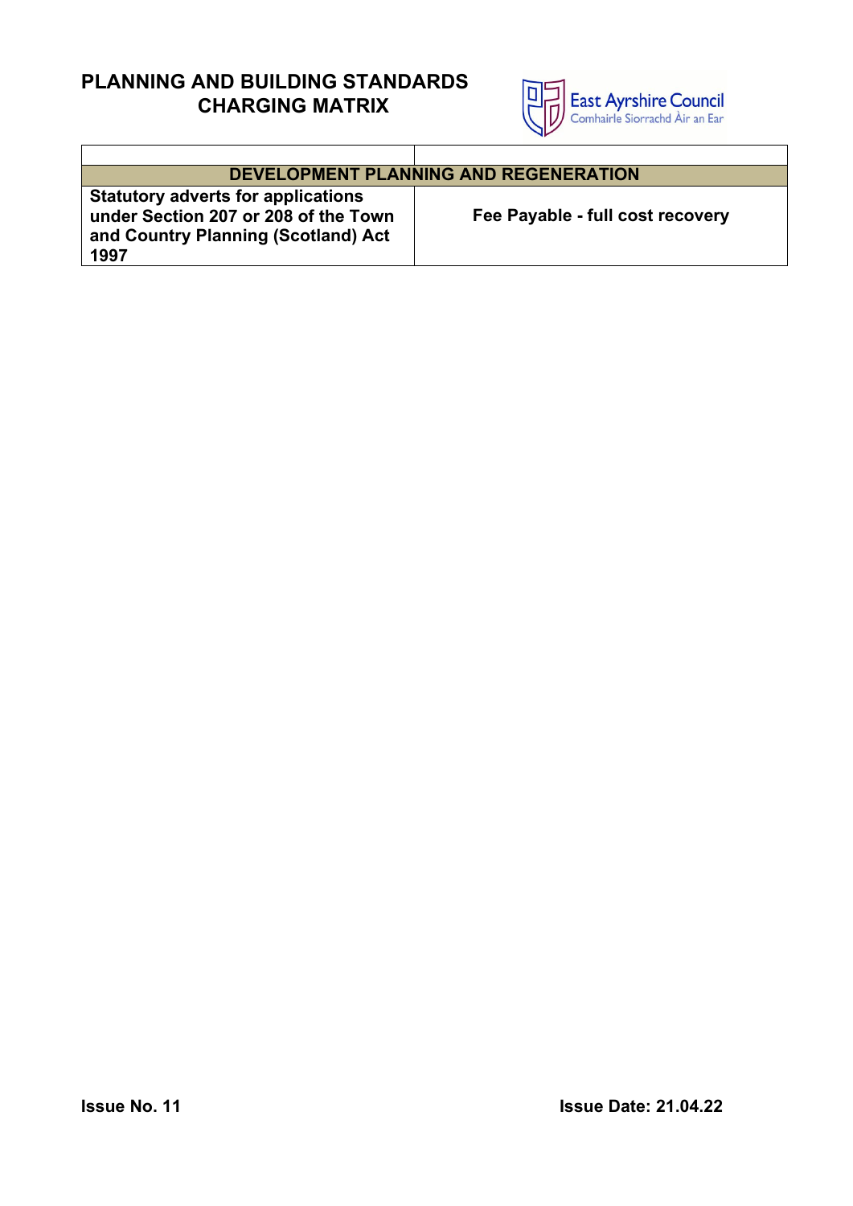# PLANNING AND BUILDING STANDARDS CHARGING MATRIX

| | |
|---|---|
| **DEVELOPMENT PLANNING AND REGENERATION** | |
| **Statutory adverts for applications under Section 207 or 208 of the Town and Country Planning (Scotland) Act 1997** | **Fee Payable - full cost recovery** |

**Issue No. 11** **Issue Date: 21.04.22**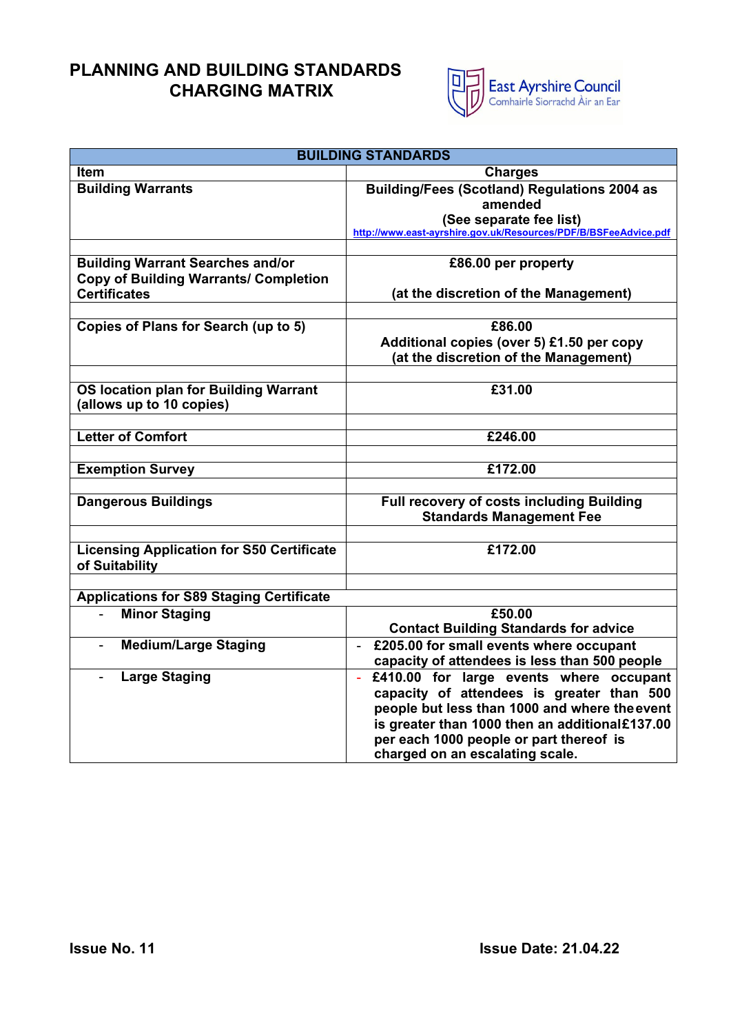# PLANNING AND BUILDING STANDARDS CHARGING MATRIX

East Ayrshire Council
Comhairle Siorrachd Àir an Ear

| BUILDING STANDARDS | |
|---|---|
| **Item** | **Charges** |
| **Building Warrants** | **Building/Fees (Scotland) Regulations 2004 as amended**<br>**(See separate fee list)**<br>http://www.east-ayrshire.gov.uk/Resources/PDF/B/BSFeeAdvice.pdf |
| | |
| **Building Warrant Searches and/or Copy of Building Warrants/ Completion Certificates** | **£86.00 per property**<br><br>**(at the discretion of the Management)** |
| | |
| **Copies of Plans for Search (up to 5)** | **£86.00**<br>**Additional copies (over 5) £1.50 per copy**<br>**(at the discretion of the Management)** |
| | |
| **OS location plan for Building Warrant (allows up to 10 copies)** | **£31.00** |
| | |
| **Letter of Comfort** | **£246.00** |
| | |
| **Exemption Survey** | **£172.00** |
| | |
| **Dangerous Buildings** | **Full recovery of costs including Building Standards Management Fee** |
| | |
| **Licensing Application for S50 Certificate of Suitability** | **£172.00** |
| | |
| **Applications for S89 Staging Certificate** | |
| - **Minor Staging** | **£50.00**<br>**Contact Building Standards for advice** |
| - **Medium/Large Staging** | - **£205.00 for small events where occupant capacity of attendees is less than 500 people** |
| - **Large Staging** | - **£410.00 for large events where occupant capacity of attendees is greater than 500 people but less than 1000 and where the event is greater than 1000 then an additional £137.00 per each 1000 people or part thereof is charged on an escalating scale.** |

**Issue No. 11** **Issue Date: 21.04.22**